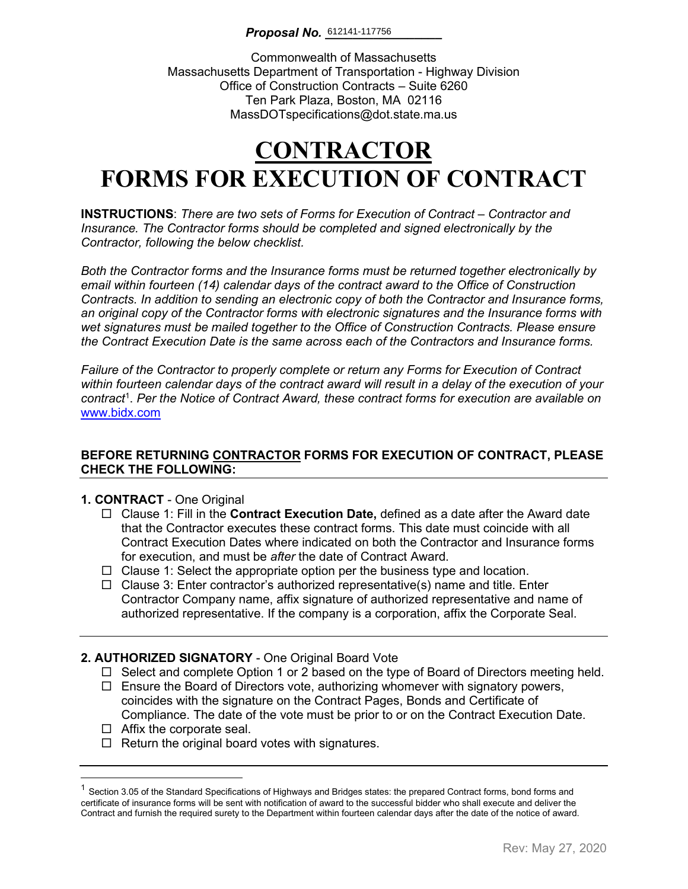***Proposal No.*** 612141-117756

Commonwealth of Massachusetts
Massachusetts Department of Transportation - Highway Division
Office of Construction Contracts – Suite 6260
Ten Park Plaza, Boston, MA 02116
MassDOTspecifications@dot.state.ma.us

# CONTRACTOR
# FORMS FOR EXECUTION OF CONTRACT

**INSTRUCTIONS**: *There are two sets of Forms for Execution of Contract – Contractor and Insurance. The Contractor forms should be completed and signed electronically by the Contractor, following the below checklist.*

*Both the Contractor forms and the Insurance forms must be returned together electronically by email within fourteen (14) calendar days of the contract award to the Office of Construction Contracts. In addition to sending an electronic copy of both the Contractor and Insurance forms, an original copy of the Contractor forms with electronic signatures and the Insurance forms with wet signatures must be mailed together to the Office of Construction Contracts. Please ensure the Contract Execution Date is the same across each of the Contractors and Insurance forms.*

*Failure of the Contractor to properly complete or return any Forms for Execution of Contract within fourteen calendar days of the contract award will result in a delay of the execution of your contract*[1]. *Per the Notice of Contract Award, these contract forms for execution are available on* www.bidx.com

**BEFORE RETURNING CONTRACTOR FORMS FOR EXECUTION OF CONTRACT, PLEASE CHECK THE FOLLOWING:**

**1. CONTRACT** - One Original

- ☐ Clause 1: Fill in the **Contract Execution Date,** defined as a date after the Award date that the Contractor executes these contract forms. This date must coincide with all Contract Execution Dates where indicated on both the Contractor and Insurance forms for execution, and must be *after* the date of Contract Award.
- ☐ Clause 1: Select the appropriate option per the business type and location.
- ☐ Clause 3: Enter contractor's authorized representative(s) name and title. Enter Contractor Company name, affix signature of authorized representative and name of authorized representative. If the company is a corporation, affix the Corporate Seal.

**2. AUTHORIZED SIGNATORY** - One Original Board Vote

- ☐ Select and complete Option 1 or 2 based on the type of Board of Directors meeting held.
- ☐ Ensure the Board of Directors vote, authorizing whomever with signatory powers, coincides with the signature on the Contract Pages, Bonds and Certificate of Compliance. The date of the vote must be prior to or on the Contract Execution Date.
- ☐ Affix the corporate seal.
- ☐ Return the original board votes with signatures.

---

[1] Section 3.05 of the Standard Specifications of Highways and Bridges states: the prepared Contract forms, bond forms and certificate of insurance forms will be sent with notification of award to the successful bidder who shall execute and deliver the Contract and furnish the required surety to the Department within fourteen calendar days after the date of the notice of award.

Rev: May 27, 2020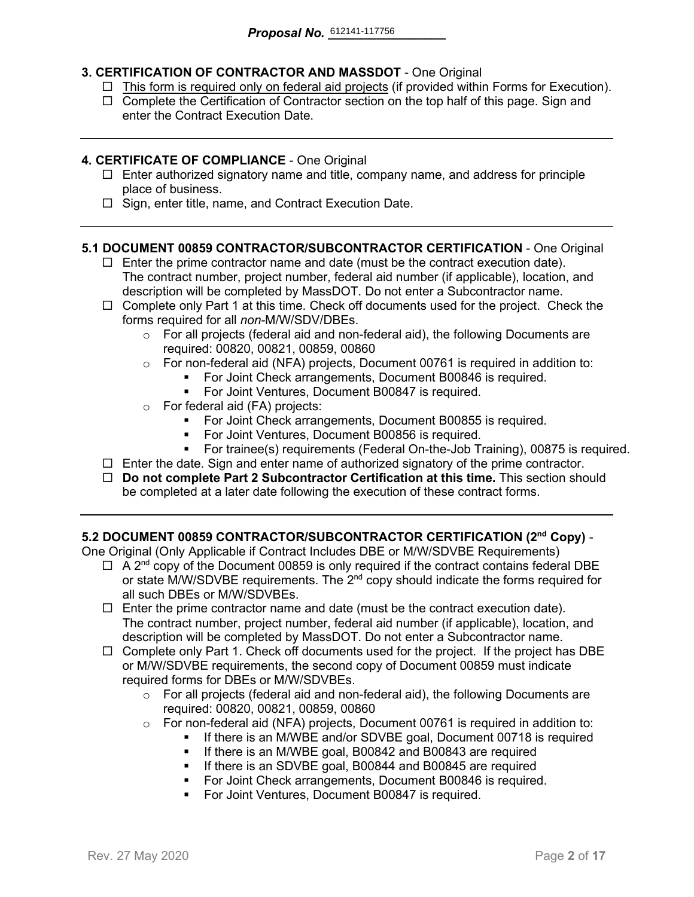**Proposal No.** 612141-117756

**3. CERTIFICATION OF CONTRACTOR AND MASSDOT** - One Original

- ☐ <u>This form is required only on federal aid projects</u> (if provided within Forms for Execution).
- ☐ Complete the Certification of Contractor section on the top half of this page. Sign and enter the Contract Execution Date.

---

**4. CERTIFICATE OF COMPLIANCE** - One Original

- ☐ Enter authorized signatory name and title, company name, and address for principle place of business.
- ☐ Sign, enter title, name, and Contract Execution Date.

---

**5.1 DOCUMENT 00859 CONTRACTOR/SUBCONTRACTOR CERTIFICATION** - One Original

- ☐ Enter the prime contractor name and date (must be the contract execution date). The contract number, project number, federal aid number (if applicable), location, and description will be completed by MassDOT. Do not enter a Subcontractor name.
- ☐ Complete only Part 1 at this time. Check off documents used for the project. Check the forms required for all *non*-M/W/SDV/DBEs.
  - For all projects (federal aid and non-federal aid), the following Documents are required: 00820, 00821, 00859, 00860
  - For non-federal aid (NFA) projects, Document 00761 is required in addition to:
    - For Joint Check arrangements, Document B00846 is required.
    - For Joint Ventures, Document B00847 is required.
  - For federal aid (FA) projects:
    - For Joint Check arrangements, Document B00855 is required.
    - For Joint Ventures, Document B00856 is required.
    - For trainee(s) requirements (Federal On-the-Job Training), 00875 is required.
- ☐ Enter the date. Sign and enter name of authorized signatory of the prime contractor.
- ☐ **Do not complete Part 2 Subcontractor Certification at this time.** This section should be completed at a later date following the execution of these contract forms.

---

**5.2 DOCUMENT 00859 CONTRACTOR/SUBCONTRACTOR CERTIFICATION (2nd Copy)** - One Original (Only Applicable if Contract Includes DBE or M/W/SDVBE Requirements)

- ☐ A 2nd copy of the Document 00859 is only required if the contract contains federal DBE or state M/W/SDVBE requirements. The 2nd copy should indicate the forms required for all such DBEs or M/W/SDVBEs.
- ☐ Enter the prime contractor name and date (must be the contract execution date). The contract number, project number, federal aid number (if applicable), location, and description will be completed by MassDOT. Do not enter a Subcontractor name.
- ☐ Complete only Part 1. Check off documents used for the project. If the project has DBE or M/W/SDVBE requirements, the second copy of Document 00859 must indicate required forms for DBEs or M/W/SDVBEs.
  - For all projects (federal aid and non-federal aid), the following Documents are required: 00820, 00821, 00859, 00860
  - For non-federal aid (NFA) projects, Document 00761 is required in addition to:
    - If there is an M/WBE and/or SDVBE goal, Document 00718 is required
    - If there is an M/WBE goal, B00842 and B00843 are required
    - If there is an SDVBE goal, B00844 and B00845 are required
    - For Joint Check arrangements, Document B00846 is required.
    - For Joint Ventures, Document B00847 is required.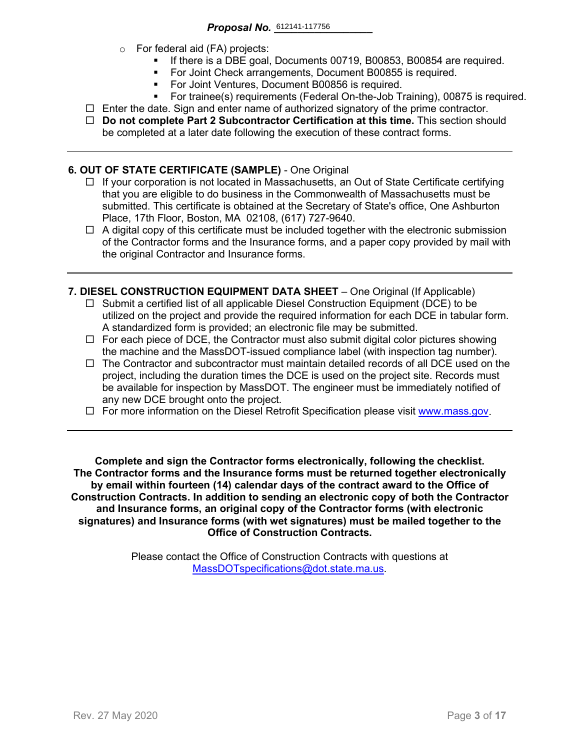Proposal No. 612141-117756

- For federal aid (FA) projects:
  - If there is a DBE goal, Documents 00719, B00853, B00854 are required.
  - For Joint Check arrangements, Document B00855 is required.
  - For Joint Ventures, Document B00856 is required.
  - For trainee(s) requirements (Federal On-the-Job Training), 00875 is required.
- ☐ Enter the date. Sign and enter name of authorized signatory of the prime contractor.
- ☐ **Do not complete Part 2 Subcontractor Certification at this time.** This section should be completed at a later date following the execution of these contract forms.

---

**6. OUT OF STATE CERTIFICATE (SAMPLE)** - One Original

- ☐ If your corporation is not located in Massachusetts, an Out of State Certificate certifying that you are eligible to do business in the Commonwealth of Massachusetts must be submitted. This certificate is obtained at the Secretary of State's office, One Ashburton Place, 17th Floor, Boston, MA 02108, (617) 727-9640.
- ☐ A digital copy of this certificate must be included together with the electronic submission of the Contractor forms and the Insurance forms, and a paper copy provided by mail with the original Contractor and Insurance forms.

---

**7. DIESEL CONSTRUCTION EQUIPMENT DATA SHEET** – One Original (If Applicable)

- ☐ Submit a certified list of all applicable Diesel Construction Equipment (DCE) to be utilized on the project and provide the required information for each DCE in tabular form. A standardized form is provided; an electronic file may be submitted.
- ☐ For each piece of DCE, the Contractor must also submit digital color pictures showing the machine and the MassDOT-issued compliance label (with inspection tag number).
- ☐ The Contractor and subcontractor must maintain detailed records of all DCE used on the project, including the duration times the DCE is used on the project site. Records must be available for inspection by MassDOT. The engineer must be immediately notified of any new DCE brought onto the project.
- ☐ For more information on the Diesel Retrofit Specification please visit www.mass.gov.

---

**Complete and sign the Contractor forms electronically, following the checklist. The Contractor forms and the Insurance forms must be returned together electronically by email within fourteen (14) calendar days of the contract award to the Office of Construction Contracts. In addition to sending an electronic copy of both the Contractor and Insurance forms, an original copy of the Contractor forms (with electronic signatures) and Insurance forms (with wet signatures) must be mailed together to the Office of Construction Contracts.**

Please contact the Office of Construction Contracts with questions at MassDOTspecifications@dot.state.ma.us.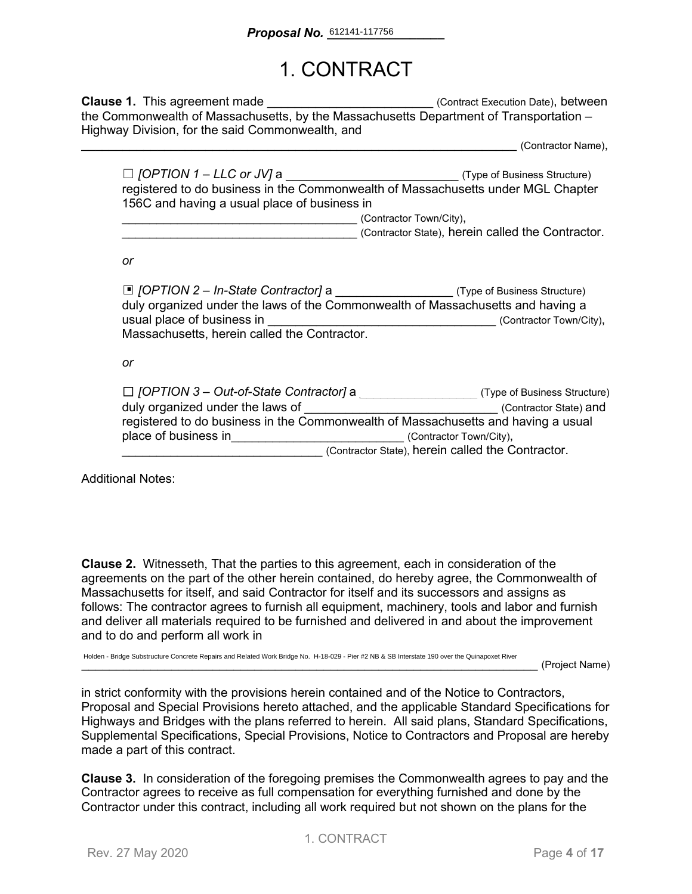**Proposal No.** 612141-117756

# 1. CONTRACT

**Clause 1.** This agreement made ________________________ (Contract Execution Date), between the Commonwealth of Massachusetts, by the Massachusetts Department of Transportation – Highway Division, for the said Commonwealth, and ________________________________________________________________ (Contractor Name),

> ☐ *[OPTION 1 – LLC or JV]* a __________________________ (Type of Business Structure) registered to do business in the Commonwealth of Massachusetts under MGL Chapter 156C and having a usual place of business in ___________________________________ (Contractor Town/City), ___________________________________ (Contractor State), herein called the Contractor.
>
> *or*
>
> ▣ *[OPTION 2 – In-State Contractor]* a _________________ (Type of Business Structure) duly organized under the laws of the Commonwealth of Massachusetts and having a usual place of business in _________________________________ (Contractor Town/City), Massachusetts, herein called the Contractor.
>
> *or*
>
> ☐ *[OPTION 3 – Out-of-State Contractor]* a ____________________ (Type of Business Structure) duly organized under the laws of _____________________________ (Contractor State) and registered to do business in the Commonwealth of Massachusetts and having a usual place of business in_________________________ (Contractor Town/City), _____________________________ (Contractor State), herein called the Contractor.

Additional Notes:

**Clause 2.** Witnesseth, That the parties to this agreement, each in consideration of the agreements on the part of the other herein contained, do hereby agree, the Commonwealth of Massachusetts for itself, and said Contractor for itself and its successors and assigns as follows: The contractor agrees to furnish all equipment, machinery, tools and labor and furnish and deliver all materials required to be furnished and delivered in and about the improvement and to do and perform all work in

Holden - Bridge Substructure Concrete Repairs and Related Work Bridge No. H-18-029 - Pier #2 NB & SB Interstate 190 over the Quinapoxet River (Project Name)

in strict conformity with the provisions herein contained and of the Notice to Contractors, Proposal and Special Provisions hereto attached, and the applicable Standard Specifications for Highways and Bridges with the plans referred to herein. All said plans, Standard Specifications, Supplemental Specifications, Special Provisions, Notice to Contractors and Proposal are hereby made a part of this contract.

**Clause 3.** In consideration of the foregoing premises the Commonwealth agrees to pay and the Contractor agrees to receive as full compensation for everything furnished and done by the Contractor under this contract, including all work required but not shown on the plans for the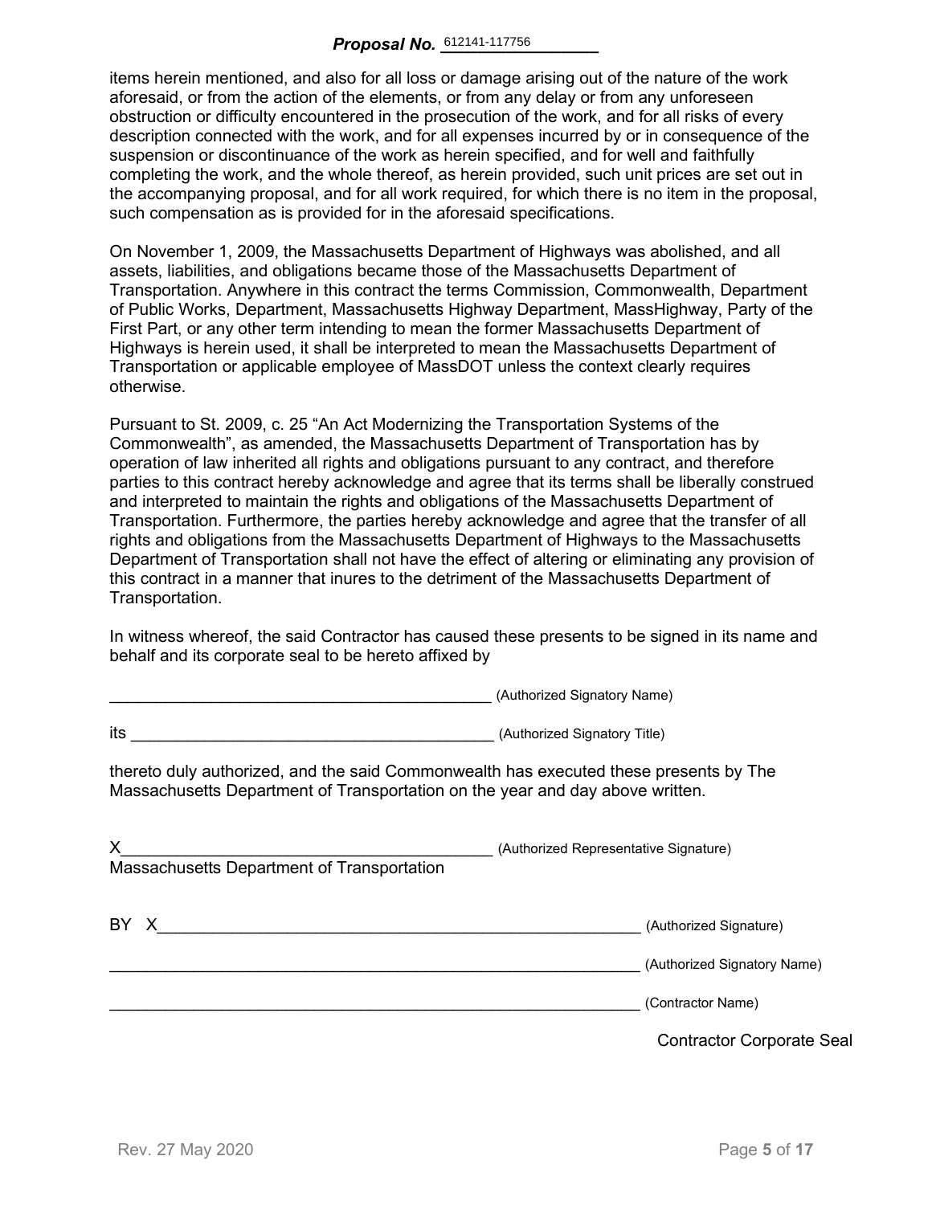items herein mentioned, and also for all loss or damage arising out of the nature of the work aforesaid, or from the action of the elements, or from any delay or from any unforeseen obstruction or difficulty encountered in the prosecution of the work, and for all risks of every description connected with the work, and for all expenses incurred by or in consequence of the suspension or discontinuance of the work as herein specified, and for well and faithfully completing the work, and the whole thereof, as herein provided, such unit prices are set out in the accompanying proposal, and for all work required, for which there is no item in the proposal, such compensation as is provided for in the aforesaid specifications.

On November 1, 2009, the Massachusetts Department of Highways was abolished, and all assets, liabilities, and obligations became those of the Massachusetts Department of Transportation. Anywhere in this contract the terms Commission, Commonwealth, Department of Public Works, Department, Massachusetts Highway Department, MassHighway, Party of the First Part, or any other term intending to mean the former Massachusetts Department of Highways is herein used, it shall be interpreted to mean the Massachusetts Department of Transportation or applicable employee of MassDOT unless the context clearly requires otherwise.

Pursuant to St. 2009, c. 25 "An Act Modernizing the Transportation Systems of the Commonwealth", as amended, the Massachusetts Department of Transportation has by operation of law inherited all rights and obligations pursuant to any contract, and therefore parties to this contract hereby acknowledge and agree that its terms shall be liberally construed and interpreted to maintain the rights and obligations of the Massachusetts Department of Transportation. Furthermore, the parties hereby acknowledge and agree that the transfer of all rights and obligations from the Massachusetts Department of Highways to the Massachusetts Department of Transportation shall not have the effect of altering or eliminating any provision of this contract in a manner that inures to the detriment of the Massachusetts Department of Transportation.

In witness whereof, the said Contractor has caused these presents to be signed in its name and behalf and its corporate seal to be hereto affixed by

___________________________________________ (Authorized Signatory Name)

its _________________________________________ (Authorized Signatory Title)

thereto duly authorized, and the said Commonwealth has executed these presents by The Massachusetts Department of Transportation on the year and day above written.

X__________________________________________ (Authorized Representative Signature)
Massachusetts Department of Transportation

BY X_______________________________________________________ (Authorized Signature)

__________________________________________________________ (Authorized Signatory Name)

__________________________________________________________ (Contractor Name)

Contractor Corporate Seal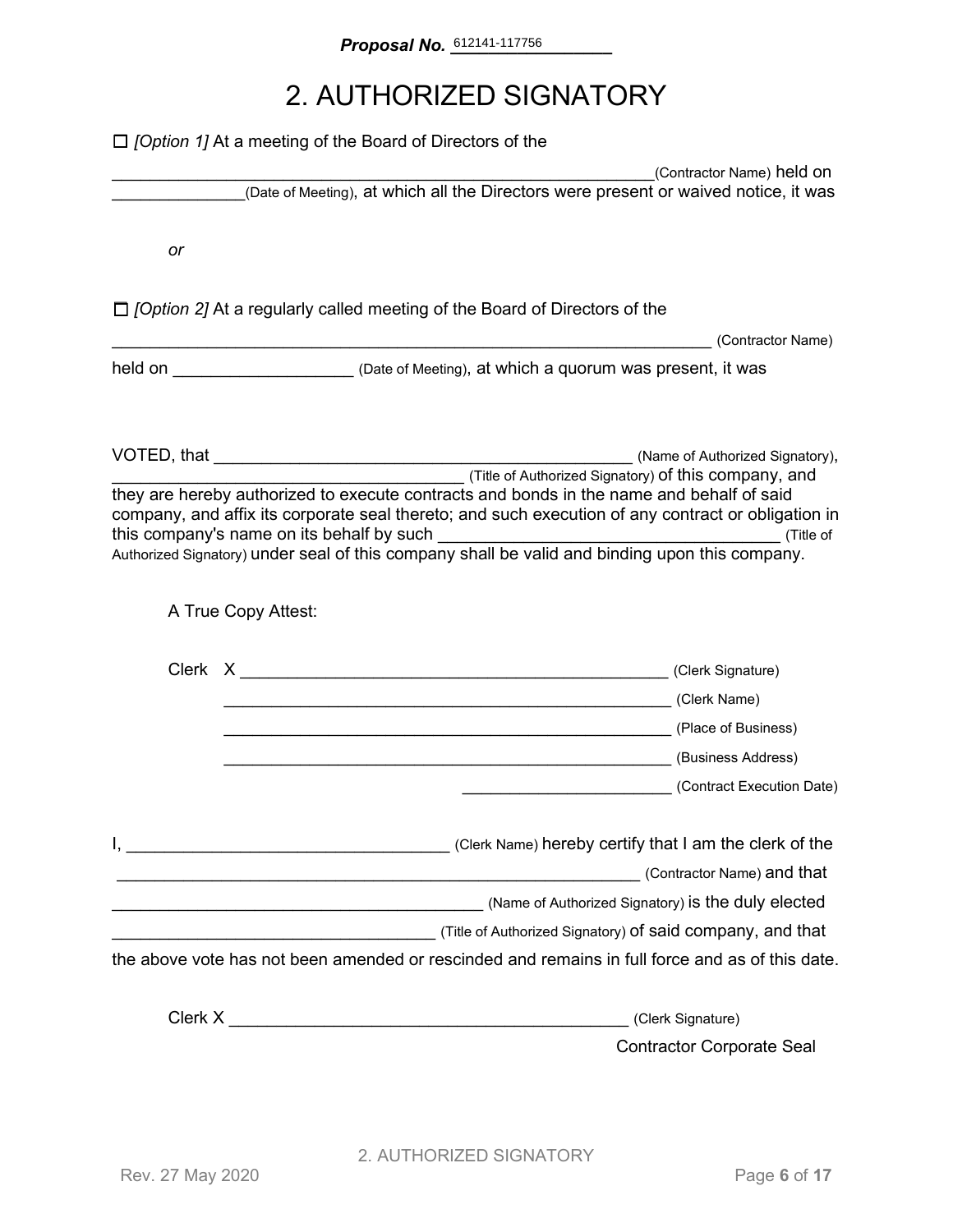**Proposal No.** 612141-117756

# 2. AUTHORIZED SIGNATORY

☐ *[Option 1]* At a meeting of the Board of Directors of the

_______________________________________________________(Contractor Name) held on _____________(Date of Meeting), at which all the Directors were present or waived notice, it was

*or*

☐ *[Option 2]* At a regularly called meeting of the Board of Directors of the

_______________________________________________________ (Contractor Name)

held on __________________ (Date of Meeting), at which a quorum was present, it was

VOTED, that ________________________________________ (Name of Authorized Signatory), ___________________________________ (Title of Authorized Signatory) of this company, and they are hereby authorized to execute contracts and bonds in the name and behalf of said company, and affix its corporate seal thereto; and such execution of any contract or obligation in this company's name on its behalf by such _________________________________ (Title of Authorized Signatory) under seal of this company shall be valid and binding upon this company.

A True Copy Attest:

Clerk X ___________________________________________ (Clerk Signature)

_____________________________________________ (Clerk Name)

_____________________________________________ (Place of Business)

_____________________________________________ (Business Address)

______________________ (Contract Execution Date)

I, _________________________________ (Clerk Name) hereby certify that I am the clerk of the _______________________________________________________ (Contractor Name) and that ________________________________________ (Name of Authorized Signatory) is the duly elected __________________________________ (Title of Authorized Signatory) of said company, and that the above vote has not been amended or rescinded and remains in full force and as of this date.

Clerk X ___________________________________________ (Clerk Signature)

Contractor Corporate Seal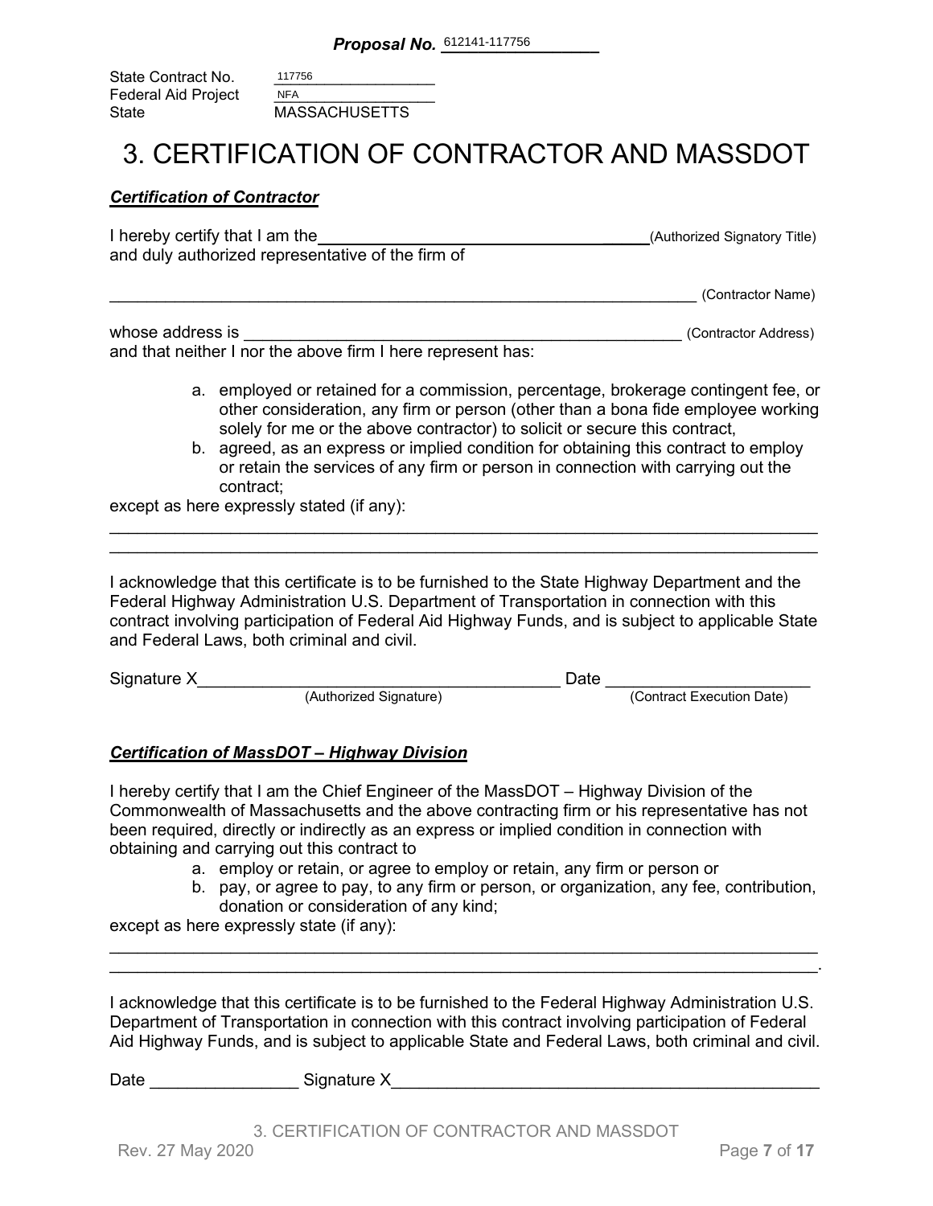**Proposal No.** 612141-117756

State Contract No. 117756
Federal Aid Project NFA
State MASSACHUSETTS

# 3. CERTIFICATION OF CONTRACTOR AND MASSDOT

***Certification of Contractor***

I hereby certify that I am the ________________________________________(Authorized Signatory Title)
and duly authorized representative of the firm of

____________________________________________________________________ (Contractor Name)

whose address is ______________________________________________ (Contractor Address)
and that neither I nor the above firm I here represent has:

a. employed or retained for a commission, percentage, brokerage contingent fee, or other consideration, any firm or person (other than a bona fide employee working solely for me or the above contractor) to solicit or secure this contract,
b. agreed, as an express or implied condition for obtaining this contract to employ or retain the services of any firm or person in connection with carrying out the contract;

except as here expressly stated (if any):

______________________________________________________________________________
______________________________________________________________________________

I acknowledge that this certificate is to be furnished to the State Highway Department and the Federal Highway Administration U.S. Department of Transportation in connection with this contract involving participation of Federal Aid Highway Funds, and is subject to applicable State and Federal Laws, both criminal and civil.

Signature X________________________________________ Date ______________________
(Authorized Signature) (Contract Execution Date)

***Certification of MassDOT – Highway Division***

I hereby certify that I am the Chief Engineer of the MassDOT – Highway Division of the Commonwealth of Massachusetts and the above contracting firm or his representative has not been required, directly or indirectly as an express or implied condition in connection with obtaining and carrying out this contract to

a. employ or retain, or agree to employ or retain, any firm or person or
b. pay, or agree to pay, to any firm or person, or organization, any fee, contribution, donation or consideration of any kind;

except as here expressly state (if any):

______________________________________________________________________________
______________________________________________________________________________.

I acknowledge that this certificate is to be furnished to the Federal Highway Administration U.S. Department of Transportation in connection with this contract involving participation of Federal Aid Highway Funds, and is subject to applicable State and Federal Laws, both criminal and civil.

Date ________________ Signature X_______________________________________________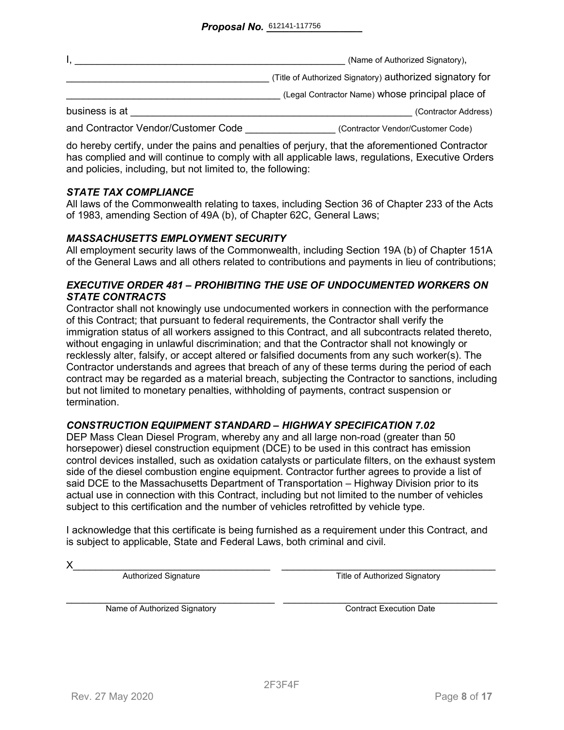**Proposal No.** 612141-117756

I, \_\_\_\_\_\_\_\_\_\_\_\_\_\_\_\_\_\_\_\_\_\_\_\_\_\_\_\_\_\_\_\_\_\_\_\_\_\_\_\_\_\_\_\_\_\_\_\_ (Name of Authorized Signatory),

\_\_\_\_\_\_\_\_\_\_\_\_\_\_\_\_\_\_\_\_\_\_\_\_\_\_\_\_\_\_\_\_\_\_\_\_\_\_ (Title of Authorized Signatory) authorized signatory for

\_\_\_\_\_\_\_\_\_\_\_\_\_\_\_\_\_\_\_\_\_\_\_\_\_\_\_\_\_\_\_\_\_\_\_\_\_\_\_\_ (Legal Contractor Name) whose principal place of

business is at \_\_\_\_\_\_\_\_\_\_\_\_\_\_\_\_\_\_\_\_\_\_\_\_\_\_\_\_\_\_\_\_\_\_\_\_\_\_\_\_\_\_\_\_\_\_\_\_\_\_\_\_\_ (Contractor Address)

and Contractor Vendor/Customer Code \_\_\_\_\_\_\_\_\_\_\_\_\_\_\_\_ (Contractor Vendor/Customer Code)

do hereby certify, under the pains and penalties of perjury, that the aforementioned Contractor has complied and will continue to comply with all applicable laws, regulations, Executive Orders and policies, including, but not limited to, the following:

### *STATE TAX COMPLIANCE*

All laws of the Commonwealth relating to taxes, including Section 36 of Chapter 233 of the Acts of 1983, amending Section of 49A (b), of Chapter 62C, General Laws;

### *MASSACHUSETTS EMPLOYMENT SECURITY*

All employment security laws of the Commonwealth, including Section 19A (b) of Chapter 151A of the General Laws and all others related to contributions and payments in lieu of contributions;

### *EXECUTIVE ORDER 481 – PROHIBITING THE USE OF UNDOCUMENTED WORKERS ON STATE CONTRACTS*

Contractor shall not knowingly use undocumented workers in connection with the performance of this Contract; that pursuant to federal requirements, the Contractor shall verify the immigration status of all workers assigned to this Contract, and all subcontracts related thereto, without engaging in unlawful discrimination; and that the Contractor shall not knowingly or recklessly alter, falsify, or accept altered or falsified documents from any such worker(s). The Contractor understands and agrees that breach of any of these terms during the period of each contract may be regarded as a material breach, subjecting the Contractor to sanctions, including but not limited to monetary penalties, withholding of payments, contract suspension or termination.

### *CONSTRUCTION EQUIPMENT STANDARD – HIGHWAY SPECIFICATION 7.02*

DEP Mass Clean Diesel Program, whereby any and all large non-road (greater than 50 horsepower) diesel construction equipment (DCE) to be used in this contract has emission control devices installed, such as oxidation catalysts or particulate filters, on the exhaust system side of the diesel combustion engine equipment. Contractor further agrees to provide a list of said DCE to the Massachusetts Department of Transportation – Highway Division prior to its actual use in connection with this Contract, including but not limited to the number of vehicles subject to this certification and the number of vehicles retrofitted by vehicle type.

I acknowledge that this certificate is being furnished as a requirement under this Contract, and is subject to applicable, State and Federal Laws, both criminal and civil.

X\_\_\_\_\_\_\_\_\_\_\_\_\_\_\_\_\_\_\_\_\_\_\_\_\_\_\_\_\_\_\_\_\_\_ \_\_\_\_\_\_\_\_\_\_\_\_\_\_\_\_\_\_\_\_\_\_\_\_\_\_\_\_\_\_\_\_\_\_\_\_
Authorized Signature Title of Authorized Signatory

\_\_\_\_\_\_\_\_\_\_\_\_\_\_\_\_\_\_\_\_\_\_\_\_\_\_\_\_\_\_\_\_\_\_\_ \_\_\_\_\_\_\_\_\_\_\_\_\_\_\_\_\_\_\_\_\_\_\_\_\_\_\_\_\_\_\_\_\_\_\_\_
Name of Authorized Signatory Contract Execution Date

2F3F4F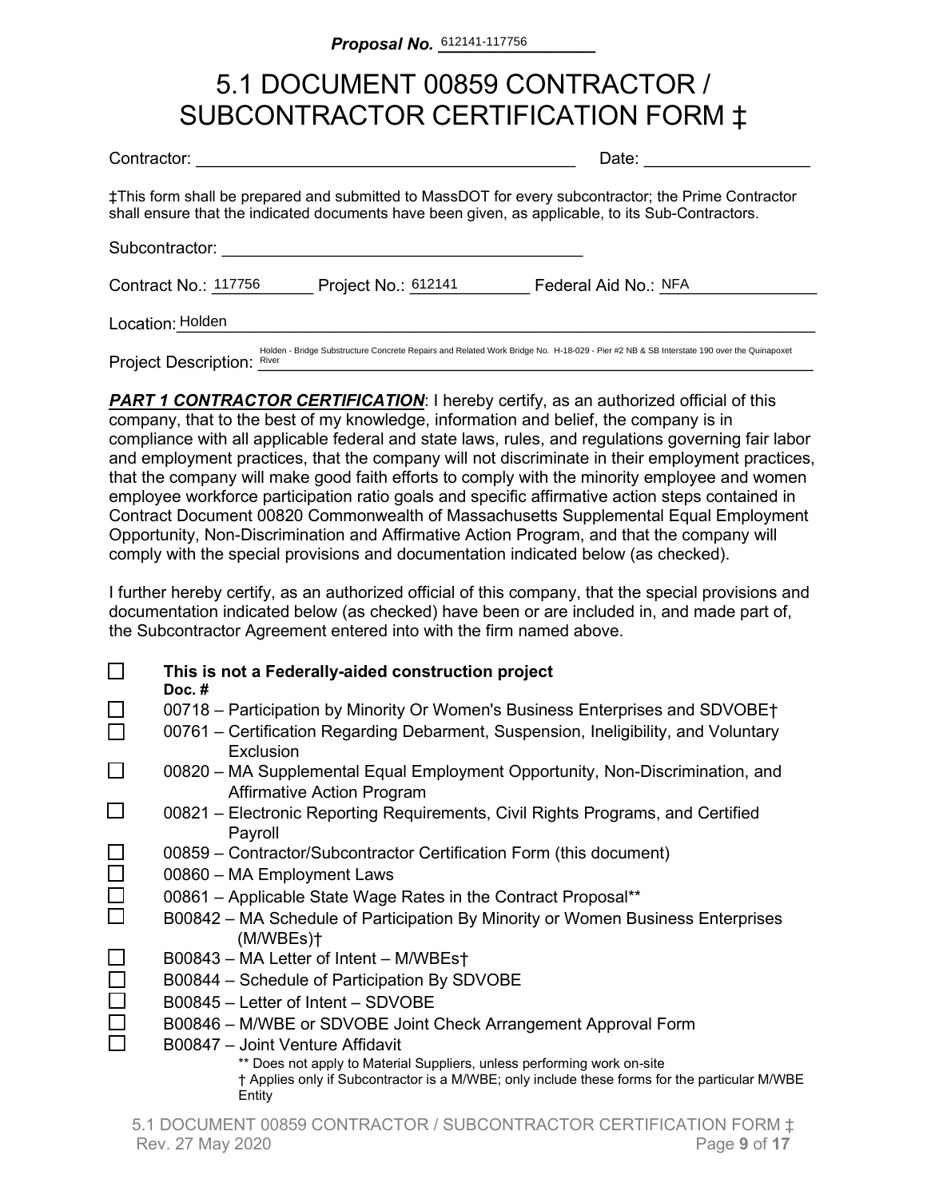**Proposal No.** 612141-117756

# 5.1 DOCUMENT 00859 CONTRACTOR / SUBCONTRACTOR CERTIFICATION FORM ‡

Contractor: ________________________________________ Date: _________________

‡This form shall be prepared and submitted to MassDOT for every subcontractor; the Prime Contractor shall ensure that the indicated documents have been given, as applicable, to its Sub-Contractors.

Subcontractor: ________________________________________

Contract No.: 117756 Project No.: 612141 Federal Aid No.: NFA

Location: Holden

Project Description: Holden - Bridge Substructure Concrete Repairs and Related Work Bridge No. H-18-029 - Pier #2 NB & SB Interstate 190 over the Quinapoxet River

***PART 1 CONTRACTOR CERTIFICATION***: I hereby certify, as an authorized official of this company, that to the best of my knowledge, information and belief, the company is in compliance with all applicable federal and state laws, rules, and regulations governing fair labor and employment practices, that the company will not discriminate in their employment practices, that the company will make good faith efforts to comply with the minority employee and women employee workforce participation ratio goals and specific affirmative action steps contained in Contract Document 00820 Commonwealth of Massachusetts Supplemental Equal Employment Opportunity, Non-Discrimination and Affirmative Action Program, and that the company will comply with the special provisions and documentation indicated below (as checked).

I further hereby certify, as an authorized official of this company, that the special provisions and documentation indicated below (as checked) have been or are included in, and made part of, the Subcontractor Agreement entered into with the firm named above.

- ☐ **This is not a Federally-aided construction project**

**Doc. #**

- ☐ 00718 – Participation by Minority Or Women's Business Enterprises and SDVOBE†
- ☐ 00761 – Certification Regarding Debarment, Suspension, Ineligibility, and Voluntary Exclusion
- ☐ 00820 – MA Supplemental Equal Employment Opportunity, Non-Discrimination, and Affirmative Action Program
- ☐ 00821 – Electronic Reporting Requirements, Civil Rights Programs, and Certified Payroll
- ☐ 00859 – Contractor/Subcontractor Certification Form (this document)
- ☐ 00860 – MA Employment Laws
- ☐ 00861 – Applicable State Wage Rates in the Contract Proposal**
- ☐ B00842 – MA Schedule of Participation By Minority or Women Business Enterprises (M/WBEs)†
- ☐ B00843 – MA Letter of Intent – M/WBEs†
- ☐ B00844 – Schedule of Participation By SDVOBE
- ☐ B00845 – Letter of Intent – SDVOBE
- ☐ B00846 – M/WBE or SDVOBE Joint Check Arrangement Approval Form
- ☐ B00847 – Joint Venture Affidavit

** Does not apply to Material Suppliers, unless performing work on-site

† Applies only if Subcontractor is a M/WBE; only include these forms for the particular M/WBE Entity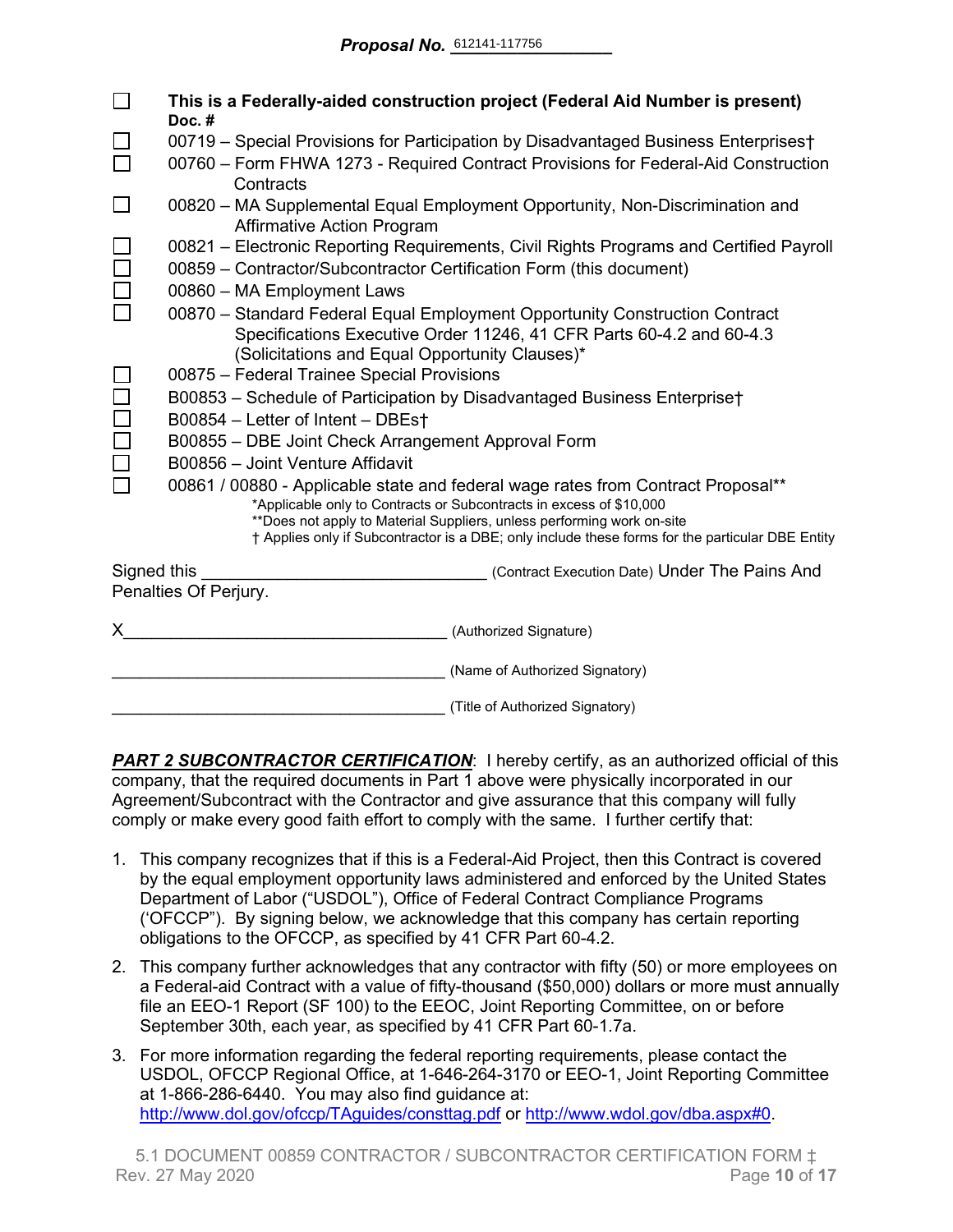**Proposal No.** 612141-117756

- ☐ **This is a Federally-aided construction project (Federal Aid Number is present)**

**Doc. #**

- ☐ 00719 – Special Provisions for Participation by Disadvantaged Business Enterprises†
- ☐ 00760 – Form FHWA 1273 - Required Contract Provisions for Federal-Aid Construction Contracts
- ☐ 00820 – MA Supplemental Equal Employment Opportunity, Non-Discrimination and Affirmative Action Program
- ☐ 00821 – Electronic Reporting Requirements, Civil Rights Programs and Certified Payroll
- ☐ 00859 – Contractor/Subcontractor Certification Form (this document)
- ☐ 00860 – MA Employment Laws
- ☐ 00870 – Standard Federal Equal Employment Opportunity Construction Contract Specifications Executive Order 11246, 41 CFR Parts 60-4.2 and 60-4.3 (Solicitations and Equal Opportunity Clauses)*
- ☐ 00875 – Federal Trainee Special Provisions
- ☐ B00853 – Schedule of Participation by Disadvantaged Business Enterprise†
- ☐ B00854 – Letter of Intent – DBEs†
- ☐ B00855 – DBE Joint Check Arrangement Approval Form
- ☐ B00856 – Joint Venture Affidavit
- ☐ 00861 / 00880 - Applicable state and federal wage rates from Contract Proposal**

*Applicable only to Contracts or Subcontracts in excess of $10,000
**Does not apply to Material Suppliers, unless performing work on-site
† Applies only if Subcontractor is a DBE; only include these forms for the particular DBE Entity

Signed this ______________________________ (Contract Execution Date) Under The Pains And Penalties Of Perjury.

X___________________________________ (Authorized Signature)

____________________________________ (Name of Authorized Signatory)

____________________________________ (Title of Authorized Signatory)

***PART 2 SUBCONTRACTOR CERTIFICATION***: I hereby certify, as an authorized official of this company, that the required documents in Part 1 above were physically incorporated in our Agreement/Subcontract with the Contractor and give assurance that this company will fully comply or make every good faith effort to comply with the same. I further certify that:

1. This company recognizes that if this is a Federal-Aid Project, then this Contract is covered by the equal employment opportunity laws administered and enforced by the United States Department of Labor ("USDOL"), Office of Federal Contract Compliance Programs ('OFCCP"). By signing below, we acknowledge that this company has certain reporting obligations to the OFCCP, as specified by 41 CFR Part 60-4.2.
2. This company further acknowledges that any contractor with fifty (50) or more employees on a Federal-aid Contract with a value of fifty-thousand ($50,000) dollars or more must annually file an EEO-1 Report (SF 100) to the EEOC, Joint Reporting Committee, on or before September 30th, each year, as specified by 41 CFR Part 60-1.7a.
3. For more information regarding the federal reporting requirements, please contact the USDOL, OFCCP Regional Office, at 1-646-264-3170 or EEO-1, Joint Reporting Committee at 1-866-286-6440. You may also find guidance at: http://www.dol.gov/ofccp/TAguides/consttag.pdf or http://www.wdol.gov/dba.aspx#0.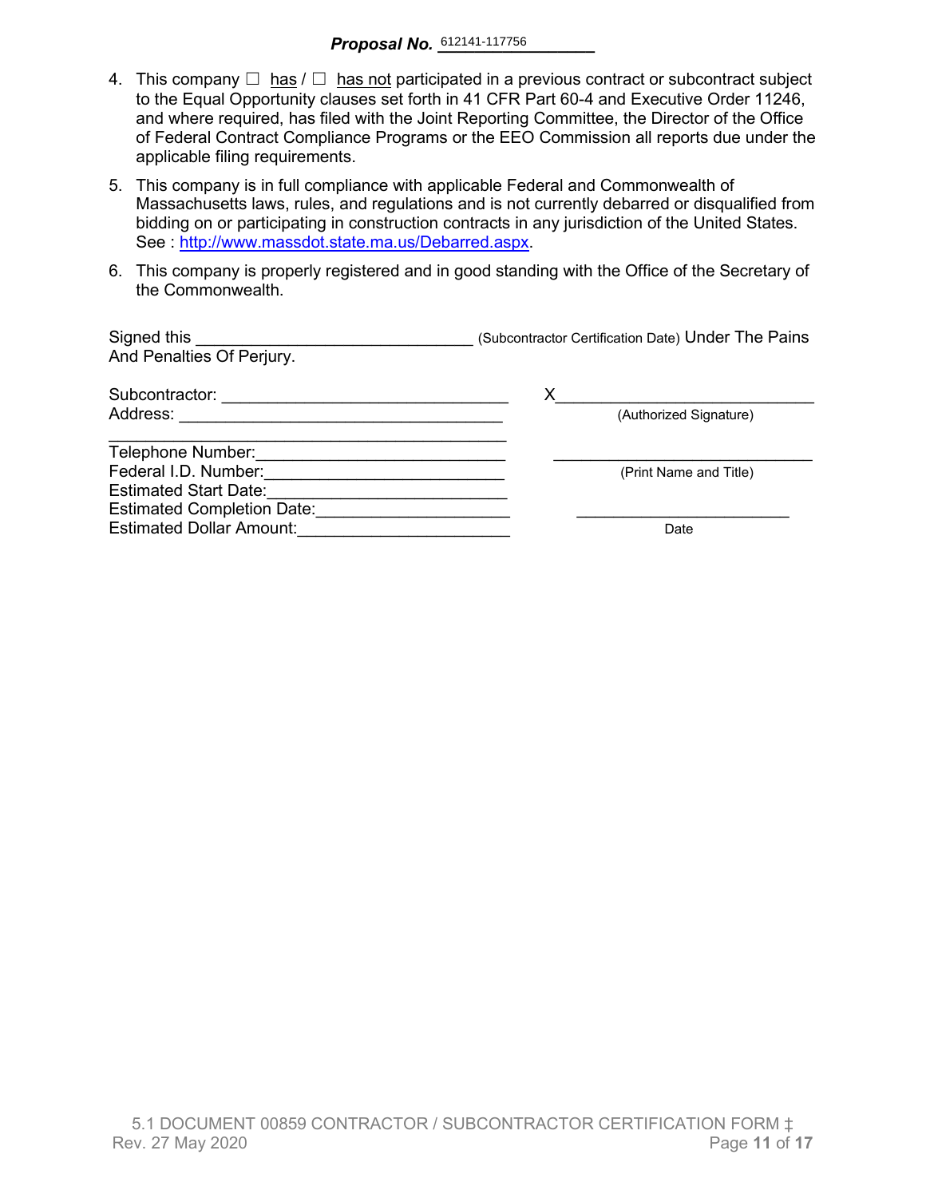**Proposal No.** 612141-117756

4. This company ☐ has / ☐ has not participated in a previous contract or subcontract subject to the Equal Opportunity clauses set forth in 41 CFR Part 60-4 and Executive Order 11246, and where required, has filed with the Joint Reporting Committee, the Director of the Office of Federal Contract Compliance Programs or the EEO Commission all reports due under the applicable filing requirements.

5. This company is in full compliance with applicable Federal and Commonwealth of Massachusetts laws, rules, and regulations and is not currently debarred or disqualified from bidding on or participating in construction contracts in any jurisdiction of the United States. See : http://www.massdot.state.ma.us/Debarred.aspx.

6. This company is properly registered and in good standing with the Office of the Secretary of the Commonwealth.

Signed this ______________________________ (Subcontractor Certification Date) Under The Pains And Penalties Of Perjury.

Subcontractor: ______________________________

Address: ______________________________

______________________________

Telephone Number: ______________________________

Federal I.D. Number: ______________________________

Estimated Start Date: ______________________________

Estimated Completion Date: ______________________________

Estimated Dollar Amount: ______________________________

X______________________________
(Authorized Signature)

______________________________
(Print Name and Title)

______________________________
Date

5.1 DOCUMENT 00859 CONTRACTOR / SUBCONTRACTOR CERTIFICATION FORM ‡
Rev. 27 May 2020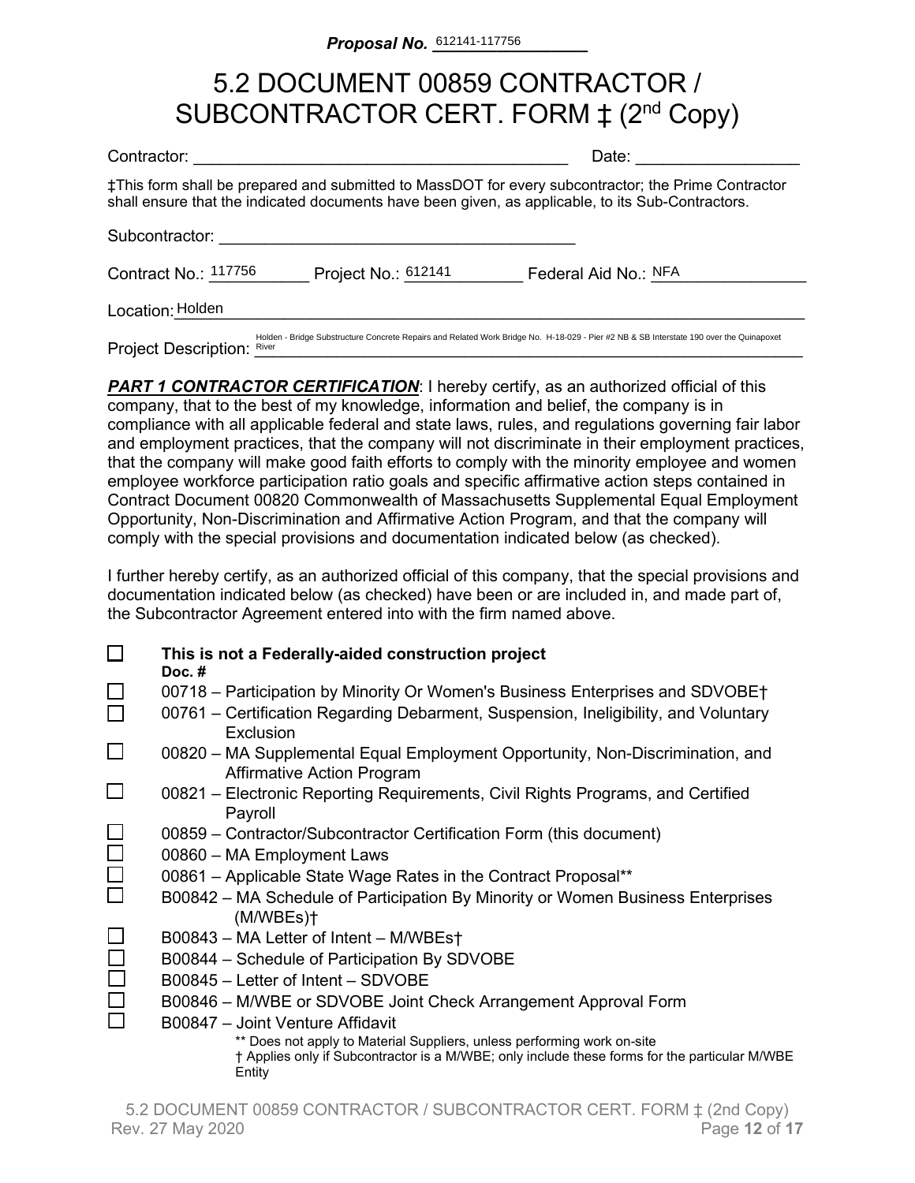**Proposal No.** 612141-117756

# 5.2 DOCUMENT 00859 CONTRACTOR / SUBCONTRACTOR CERT. FORM ‡ (2nd Copy)

Contractor: ________________________________________ Date: _________________

‡This form shall be prepared and submitted to MassDOT for every subcontractor; the Prime Contractor shall ensure that the indicated documents have been given, as applicable, to its Sub-Contractors.

Subcontractor: ________________________________________

Contract No.: 117756 Project No.: 612141 Federal Aid No.: NFA

Location: Holden

Project Description: Holden - Bridge Substructure Concrete Repairs and Related Work Bridge No. H-18-029 - Pier #2 NB & SB Interstate 190 over the Quinapoxet River

***PART 1 CONTRACTOR CERTIFICATION***: I hereby certify, as an authorized official of this company, that to the best of my knowledge, information and belief, the company is in compliance with all applicable federal and state laws, rules, and regulations governing fair labor and employment practices, that the company will not discriminate in their employment practices, that the company will make good faith efforts to comply with the minority employee and women employee workforce participation ratio goals and specific affirmative action steps contained in Contract Document 00820 Commonwealth of Massachusetts Supplemental Equal Employment Opportunity, Non-Discrimination and Affirmative Action Program, and that the company will comply with the special provisions and documentation indicated below (as checked).

I further hereby certify, as an authorized official of this company, that the special provisions and documentation indicated below (as checked) have been or are included in, and made part of, the Subcontractor Agreement entered into with the firm named above.

- ☐ **This is not a Federally-aided construction project**

  **Doc. #**
- ☐ 00718 – Participation by Minority Or Women's Business Enterprises and SDVOBE†
- ☐ 00761 – Certification Regarding Debarment, Suspension, Ineligibility, and Voluntary Exclusion
- ☐ 00820 – MA Supplemental Equal Employment Opportunity, Non-Discrimination, and Affirmative Action Program
- ☐ 00821 – Electronic Reporting Requirements, Civil Rights Programs, and Certified Payroll
- ☐ 00859 – Contractor/Subcontractor Certification Form (this document)
- ☐ 00860 – MA Employment Laws
- ☐ 00861 – Applicable State Wage Rates in the Contract Proposal**
- ☐ B00842 – MA Schedule of Participation By Minority or Women Business Enterprises (M/WBEs)†
- ☐ B00843 – MA Letter of Intent – M/WBEs†
- ☐ B00844 – Schedule of Participation By SDVOBE
- ☐ B00845 – Letter of Intent – SDVOBE
- ☐ B00846 – M/WBE or SDVOBE Joint Check Arrangement Approval Form
- ☐ B00847 – Joint Venture Affidavit

** Does not apply to Material Suppliers, unless performing work on-site

† Applies only if Subcontractor is a M/WBE; only include these forms for the particular M/WBE Entity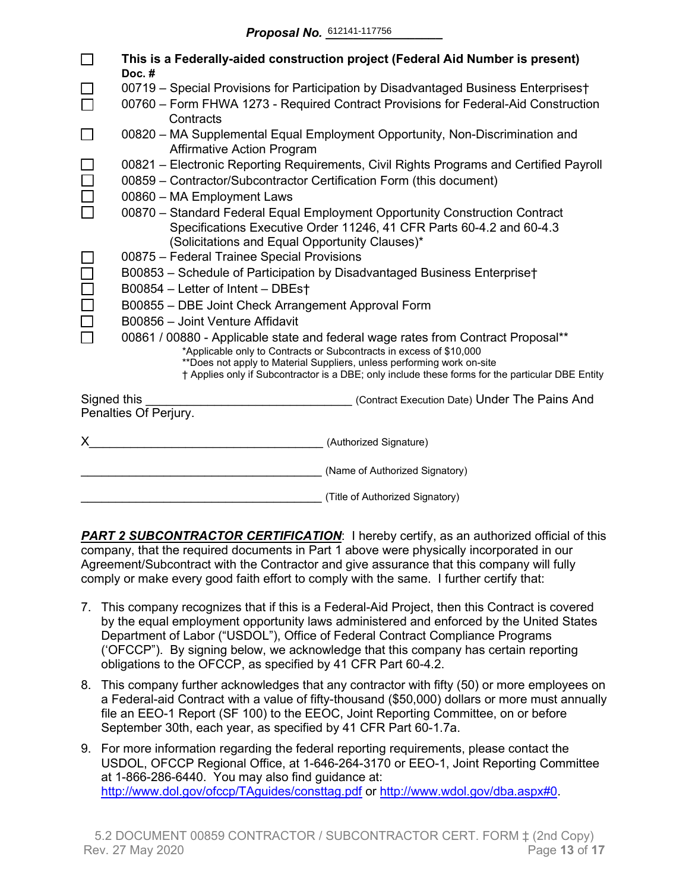**Proposal No.** 612141-117756

☐ **This is a Federally-aided construction project (Federal Aid Number is present)**

**Doc. #**

☐ 00719 – Special Provisions for Participation by Disadvantaged Business Enterprises†

☐ 00760 – Form FHWA 1273 - Required Contract Provisions for Federal-Aid Construction Contracts

☐ 00820 – MA Supplemental Equal Employment Opportunity, Non-Discrimination and Affirmative Action Program

☐ 00821 – Electronic Reporting Requirements, Civil Rights Programs and Certified Payroll

☐ 00859 – Contractor/Subcontractor Certification Form (this document)

☐ 00860 – MA Employment Laws

☐ 00870 – Standard Federal Equal Employment Opportunity Construction Contract Specifications Executive Order 11246, 41 CFR Parts 60-4.2 and 60-4.3 (Solicitations and Equal Opportunity Clauses)*

☐ 00875 – Federal Trainee Special Provisions

☐ B00853 – Schedule of Participation by Disadvantaged Business Enterprise†

☐ B00854 – Letter of Intent – DBEs†

☐ B00855 – DBE Joint Check Arrangement Approval Form

☐ B00856 – Joint Venture Affidavit

☐ 00861 / 00880 - Applicable state and federal wage rates from Contract Proposal**

*Applicable only to Contracts or Subcontracts in excess of $10,000
**Does not apply to Material Suppliers, unless performing work on-site
† Applies only if Subcontractor is a DBE; only include these forms for the particular DBE Entity

Signed this ______________________________ (Contract Execution Date) Under The Pains And Penalties Of Perjury.

X___________________________________ (Authorized Signature)

____________________________________ (Name of Authorized Signatory)

____________________________________ (Title of Authorized Signatory)

***PART 2 SUBCONTRACTOR CERTIFICATION***: I hereby certify, as an authorized official of this company, that the required documents in Part 1 above were physically incorporated in our Agreement/Subcontract with the Contractor and give assurance that this company will fully comply or make every good faith effort to comply with the same. I further certify that:

7. This company recognizes that if this is a Federal-Aid Project, then this Contract is covered by the equal employment opportunity laws administered and enforced by the United States Department of Labor ("USDOL"), Office of Federal Contract Compliance Programs ('OFCCP"). By signing below, we acknowledge that this company has certain reporting obligations to the OFCCP, as specified by 41 CFR Part 60-4.2.
8. This company further acknowledges that any contractor with fifty (50) or more employees on a Federal-aid Contract with a value of fifty-thousand ($50,000) dollars or more must annually file an EEO-1 Report (SF 100) to the EEOC, Joint Reporting Committee, on or before September 30th, each year, as specified by 41 CFR Part 60-1.7a.
9. For more information regarding the federal reporting requirements, please contact the USDOL, OFCCP Regional Office, at 1-646-264-3170 or EEO-1, Joint Reporting Committee at 1-866-286-6440. You may also find guidance at: http://www.dol.gov/ofccp/TAguides/consttag.pdf or http://www.wdol.gov/dba.aspx#0.

5.2 DOCUMENT 00859 CONTRACTOR / SUBCONTRACTOR CERT. FORM ‡ (2nd Copy)
Rev. 27 May 2020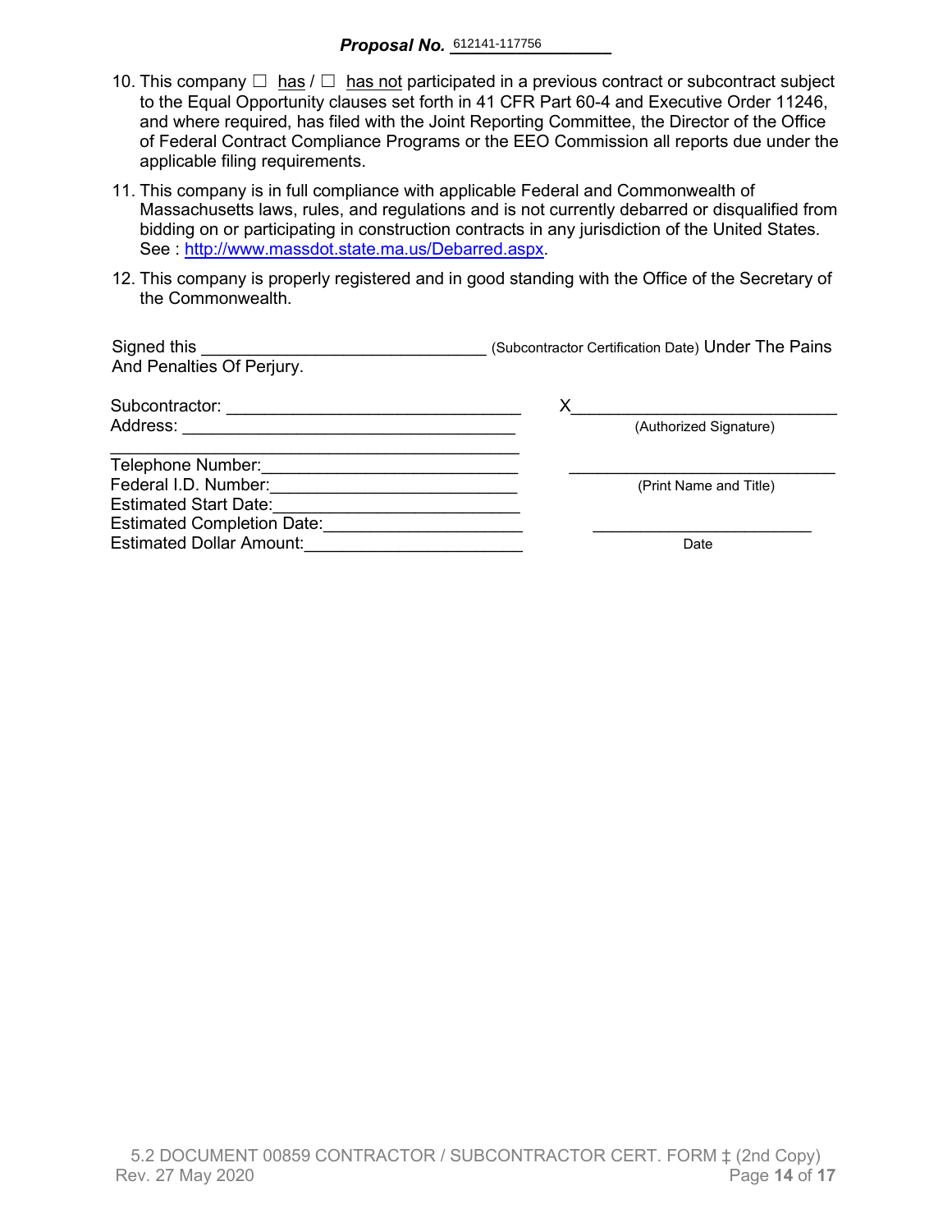**Proposal No.** 612141-117756

10. This company ☐ has / ☐ has not participated in a previous contract or subcontract subject to the Equal Opportunity clauses set forth in 41 CFR Part 60-4 and Executive Order 11246, and where required, has filed with the Joint Reporting Committee, the Director of the Office of Federal Contract Compliance Programs or the EEO Commission all reports due under the applicable filing requirements.

11. This company is in full compliance with applicable Federal and Commonwealth of Massachusetts laws, rules, and regulations and is not currently debarred or disqualified from bidding on or participating in construction contracts in any jurisdiction of the United States. See : [http://www.massdot.state.ma.us/Debarred.aspx](http://www.massdot.state.ma.us/Debarred.aspx).

12. This company is properly registered and in good standing with the Office of the Secretary of the Commonwealth.

Signed this ______________________________ (Subcontractor Certification Date) Under The Pains And Penalties Of Perjury.

Subcontractor: ______________________________

Address: ______________________________

______________________________

Telephone Number: ______________________________

Federal I.D. Number: ______________________________

Estimated Start Date: ______________________________

Estimated Completion Date: ______________________________

Estimated Dollar Amount: ______________________________

X______________________________
(Authorized Signature)

______________________________
(Print Name and Title)

______________________________
Date

5.2 DOCUMENT 00859 CONTRACTOR / SUBCONTRACTOR CERT. FORM ‡ (2nd Copy)
Rev. 27 May 2020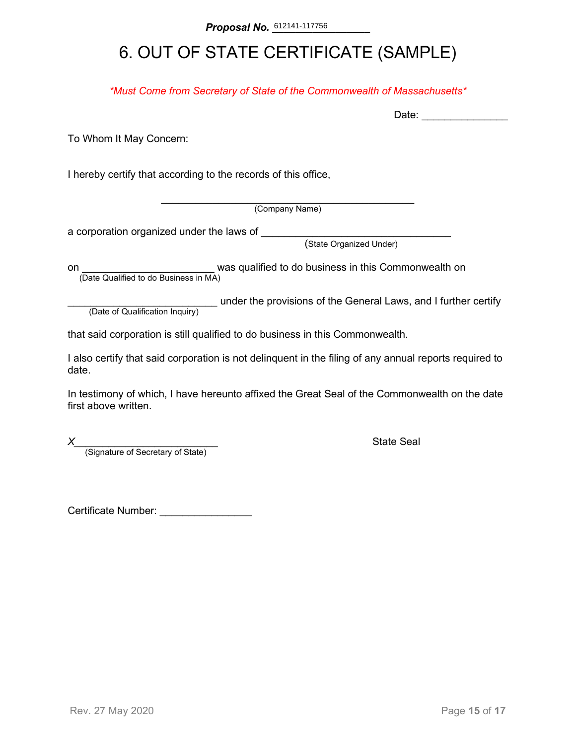**Proposal No.** 612141-117756

# 6. OUT OF STATE CERTIFICATE (SAMPLE)

*\*Must Come from Secretary of State of the Commonwealth of Massachusetts\**

Date: _______________

To Whom It May Concern:

I hereby certify that according to the records of this office,

_____________________________________________
(Company Name)

a corporation organized under the laws of __________________________________
(State Organized Under)

on ________________________ was qualified to do business in this Commonwealth on
(Date Qualified to do Business in MA)

___________________________ under the provisions of the General Laws, and I further certify
(Date of Qualification Inquiry)

that said corporation is still qualified to do business in this Commonwealth.

I also certify that said corporation is not delinquent in the filing of any annual reports required to date.

In testimony of which, I have hereunto affixed the Great Seal of the Commonwealth on the date first above written.

*X*_________________________
(Signature of Secretary of State)

State Seal

Certificate Number: ________________

Rev. 27 May 2020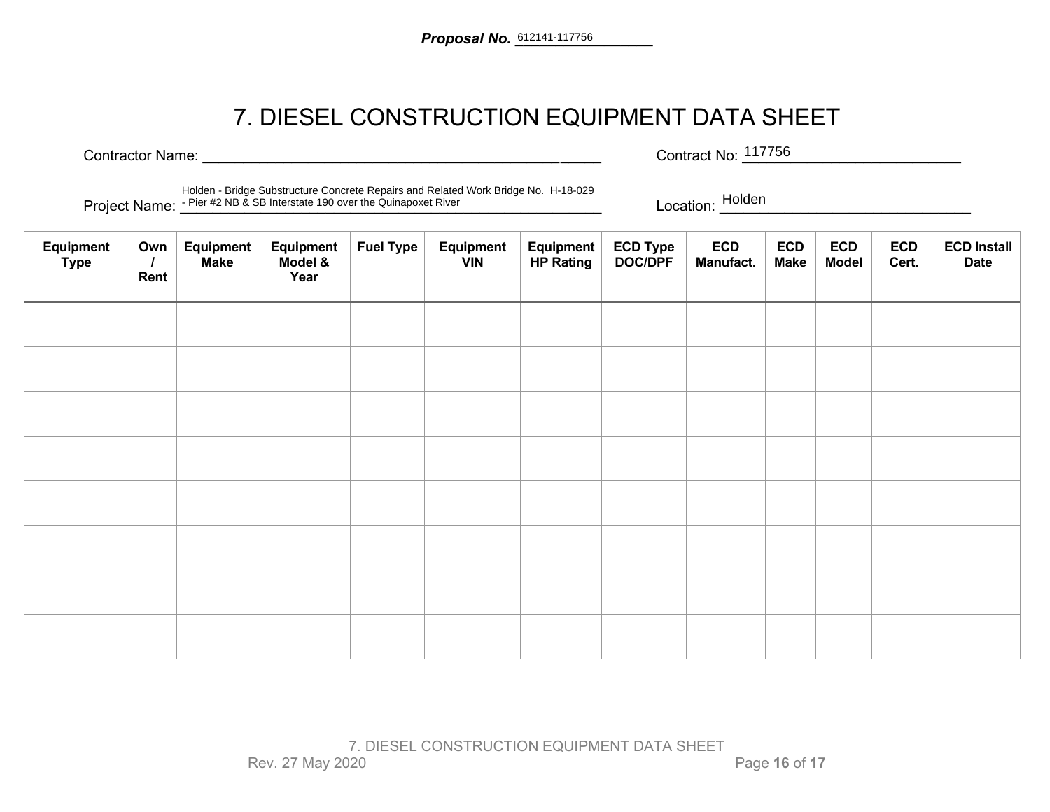**Proposal No.** 612141-117756

# 7. DIESEL CONSTRUCTION EQUIPMENT DATA SHEET

Contractor Name: ______________________________ Contract No: 117756

Project Name: Holden - Bridge Substructure Concrete Repairs and Related Work Bridge No. H-18-029 - Pier #2 NB & SB Interstate 190 over the Quinapoxet River Location: Holden

| Equipment Type | Own / Rent | Equipment Make | Equipment Model & Year | Fuel Type | Equipment VIN | Equipment HP Rating | ECD Type DOC/DPF | ECD Manufact. | ECD Make | ECD Model | ECD Cert. | ECD Install Date |
|---|---|---|---|---|---|---|---|---|---|---|---|---|
| | | | | | | | | | | | | |
| | | | | | | | | | | | | |
| | | | | | | | | | | | | |
| | | | | | | | | | | | | |
| | | | | | | | | | | | | |
| | | | | | | | | | | | | |
| | | | | | | | | | | | | |
| | | | | | | | | | | | | |

7. DIESEL CONSTRUCTION EQUIPMENT DATA SHEET
Rev. 27 May 2020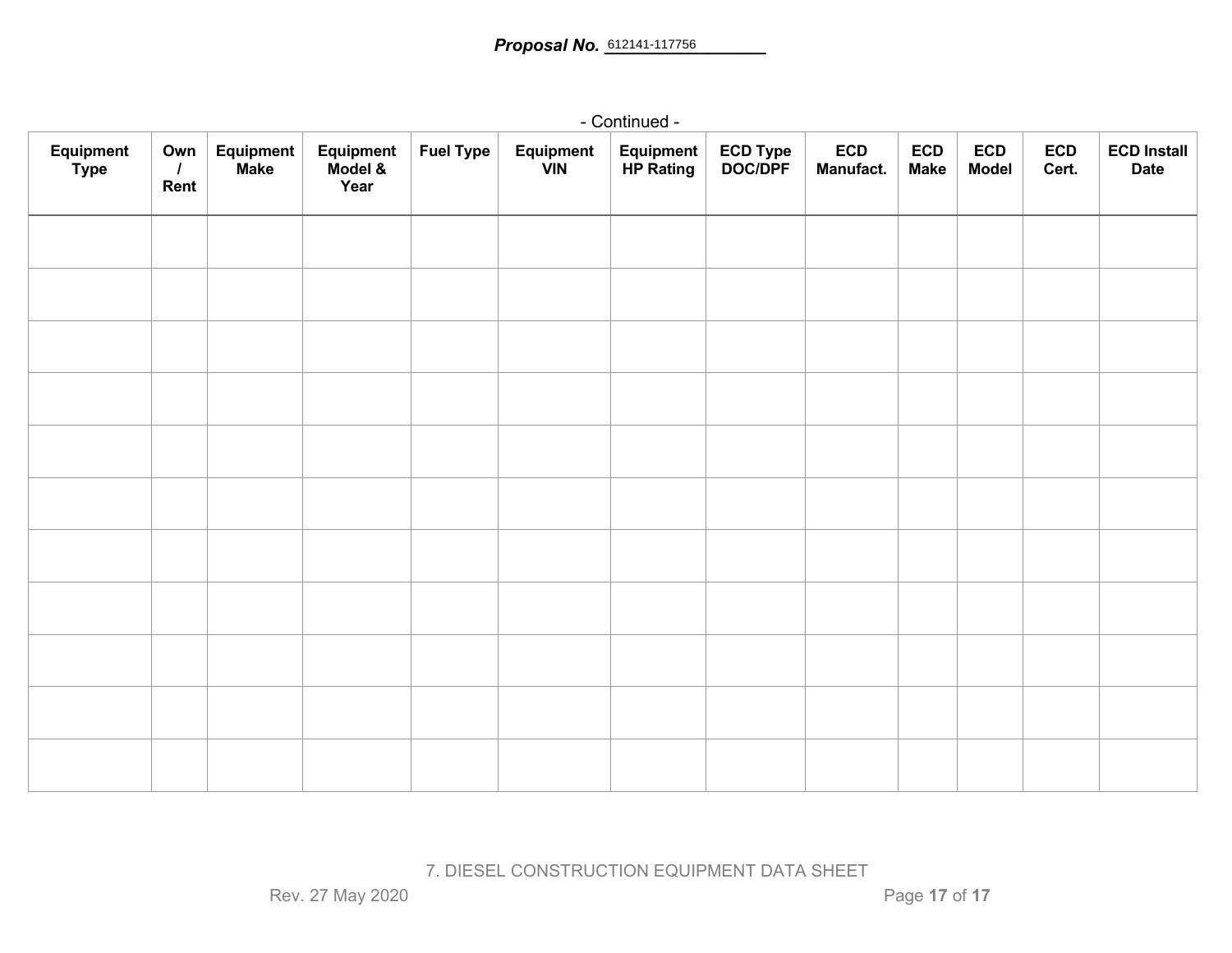**Proposal No.** 612141-117756

- Continued -

| Equipment Type | Own / Rent | Equipment Make | Equipment Model & Year | Fuel Type | Equipment VIN | Equipment HP Rating | ECD Type DOC/DPF | ECD Manufact. | ECD Make | ECD Model | ECD Cert. | ECD Install Date |
|---|---|---|---|---|---|---|---|---|---|---|---|---|
| | | | | | | | | | | | | |
| | | | | | | | | | | | | |
| | | | | | | | | | | | | |
| | | | | | | | | | | | | |
| | | | | | | | | | | | | |
| | | | | | | | | | | | | |
| | | | | | | | | | | | | |
| | | | | | | | | | | | | |
| | | | | | | | | | | | | |
| | | | | | | | | | | | | |
| | | | | | | | | | | | | |

7. DIESEL CONSTRUCTION EQUIPMENT DATA SHEET

Rev. 27 May 2020